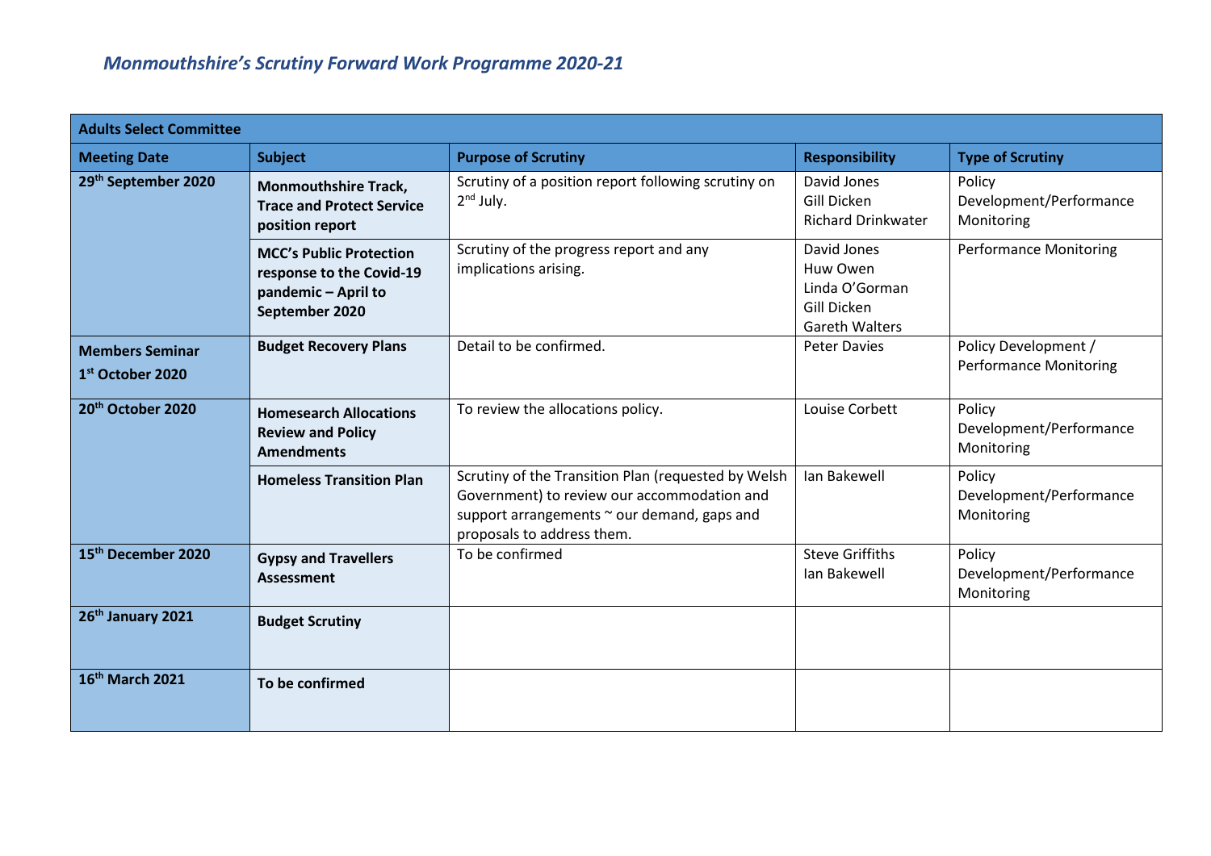# *Monmouthshire's Scrutiny Forward Work Programme 2020-21*

| Adults Select Committee | | | | |
|---|---|---|---|---|
| **Meeting Date** | **Subject** | **Purpose of Scrutiny** | **Responsibility** | **Type of Scrutiny** |
| **29th September 2020** | **Monmouthshire Track, Trace and Protect Service position report** | Scrutiny of a position report following scrutiny on 2nd July. | David Jones<br>Gill Dicken<br>Richard Drinkwater | Policy Development/Performance Monitoring |
| | **MCC's Public Protection response to the Covid-19 pandemic – April to September 2020** | Scrutiny of the progress report and any implications arising. | David Jones<br>Huw Owen<br>Linda O'Gorman<br>Gill Dicken<br>Gareth Walters | Performance Monitoring |
| **Members Seminar 1st October 2020** | **Budget Recovery Plans** | Detail to be confirmed. | Peter Davies | Policy Development / Performance Monitoring |
| **20th October 2020** | **Homesearch Allocations Review and Policy Amendments** | To review the allocations policy. | Louise Corbett | Policy Development/Performance Monitoring |
| | **Homeless Transition Plan** | Scrutiny of the Transition Plan (requested by Welsh Government) to review our accommodation and support arrangements ~ our demand, gaps and proposals to address them. | Ian Bakewell | Policy Development/Performance Monitoring |
| **15th December 2020** | **Gypsy and Travellers Assessment** | To be confirmed | Steve Griffiths<br>Ian Bakewell | Policy Development/Performance Monitoring |
| **26th January 2021** | **Budget Scrutiny** | | | |
| **16th March 2021** | **To be confirmed** | | | |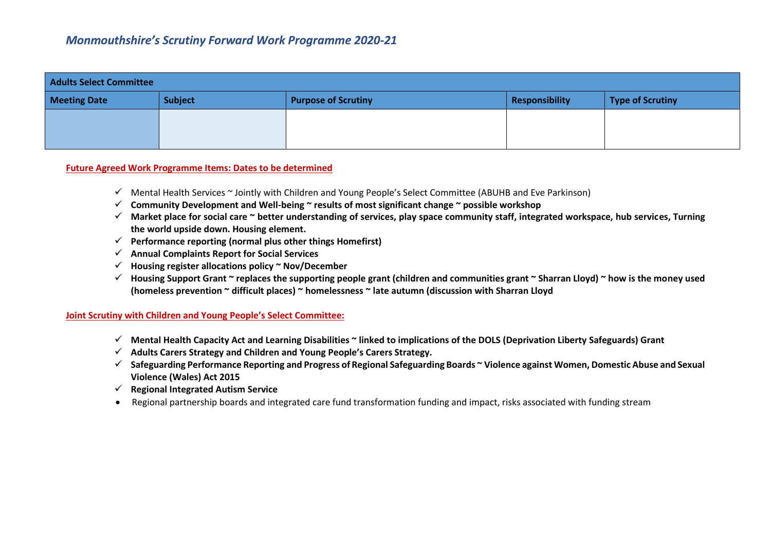## *Monmouthshire's Scrutiny Forward Work Programme 2020-21*

| Adults Select Committee | | | | |
|---|---|---|---|---|
| **Meeting Date** | **Subject** | **Purpose of Scrutiny** | **Responsibility** | **Type of Scrutiny** |
| | | | | |

**Future Agreed Work Programme Items: Dates to be determined**

- ✓ Mental Health Services ~ Jointly with Children and Young People's Select Committee (ABUHB and Eve Parkinson)
- ✓ **Community Development and Well-being ~ results of most significant change ~ possible workshop**
- ✓ **Market place for social care ~ better understanding of services, play space community staff, integrated workspace, hub services, Turning the world upside down. Housing element.**
- ✓ **Performance reporting (normal plus other things Homefirst)**
- ✓ **Annual Complaints Report for Social Services**
- ✓ **Housing register allocations policy ~ Nov/December**
- ✓ **Housing Support Grant ~ replaces the supporting people grant (children and communities grant ~ Sharran Lloyd) ~ how is the money used (homeless prevention ~ difficult places) ~ homelessness ~ late autumn (discussion with Sharran Lloyd**

**Joint Scrutiny with Children and Young People's Select Committee:**

- ✓ **Mental Health Capacity Act and Learning Disabilities ~ linked to implications of the DOLS (Deprivation Liberty Safeguards) Grant**
- ✓ **Adults Carers Strategy and Children and Young People's Carers Strategy.**
- ✓ **Safeguarding Performance Reporting and Progress of Regional Safeguarding Boards ~ Violence against Women, Domestic Abuse and Sexual Violence (Wales) Act 2015**
- ✓ **Regional Integrated Autism Service**
- Regional partnership boards and integrated care fund transformation funding and impact, risks associated with funding stream